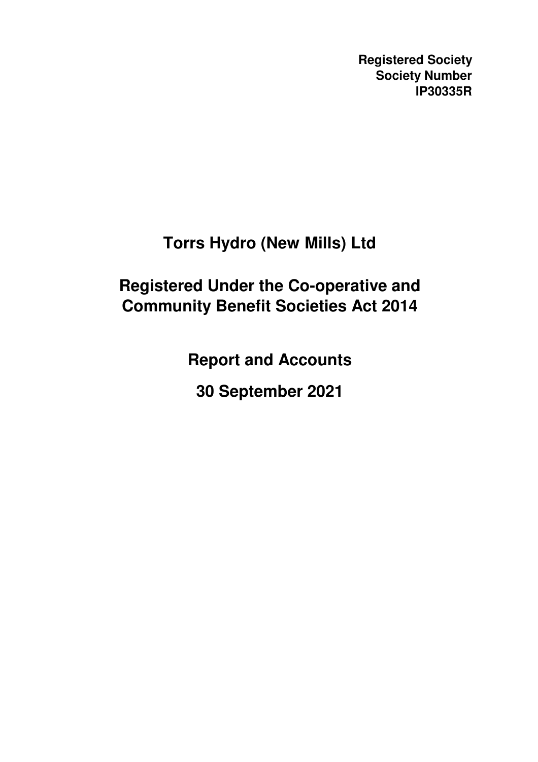**Registered Society**
**Society Number**
**IP30335R**

# Torrs Hydro (New Mills) Ltd

## Registered Under the Co-operative and Community Benefit Societies Act 2014

## Report and Accounts

## 30 September 2021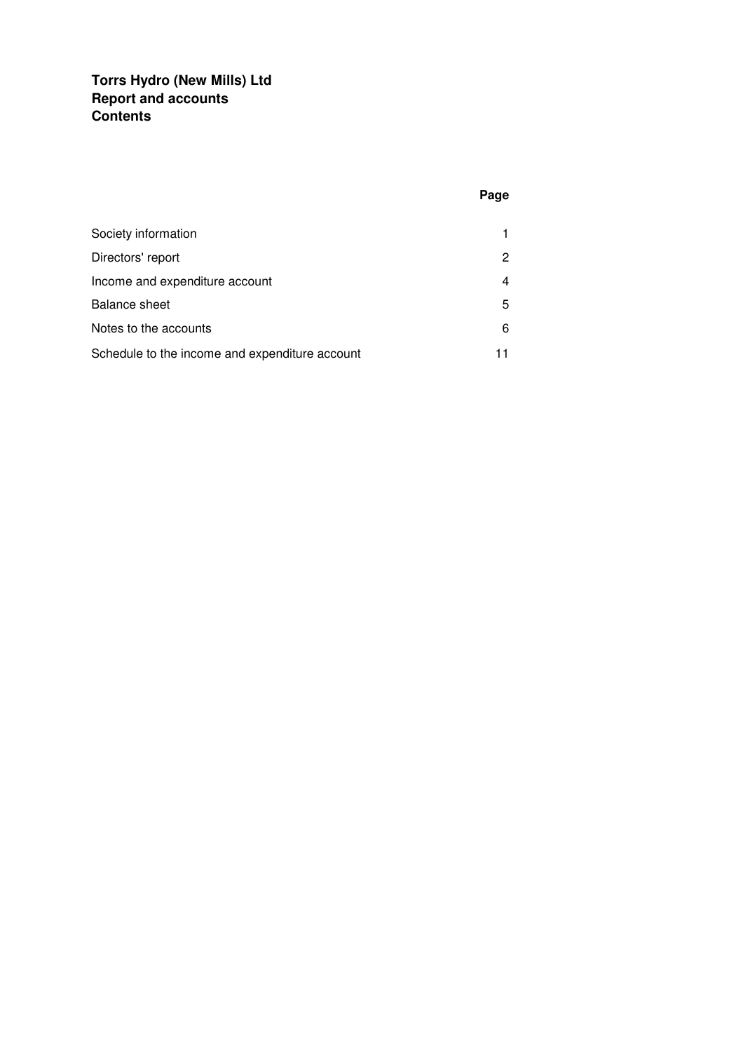# Torrs Hydro (New Mills) Ltd
# Report and accounts
# Contents

| | Page |
|---|---|
| Society information | 1 |
| Directors' report | 2 |
| Income and expenditure account | 4 |
| Balance sheet | 5 |
| Notes to the accounts | 6 |
| Schedule to the income and expenditure account | 11 |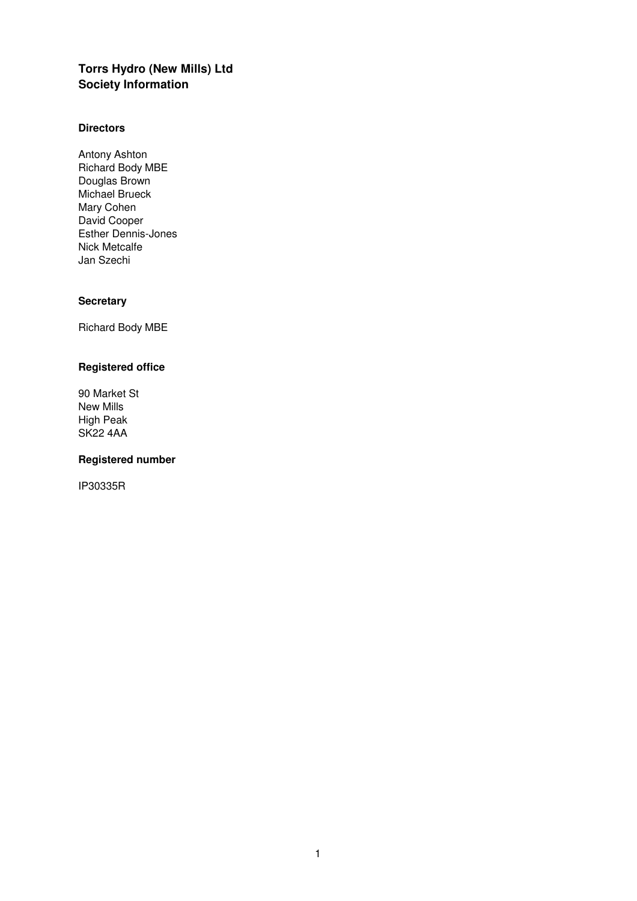# Torrs Hydro (New Mills) Ltd
## Society Information

### Directors

Antony Ashton
Richard Body MBE
Douglas Brown
Michael Brueck
Mary Cohen
David Cooper
Esther Dennis-Jones
Nick Metcalfe
Jan Szechi

### Secretary

Richard Body MBE

### Registered office

90 Market St
New Mills
High Peak
SK22 4AA

### Registered number

IP30335R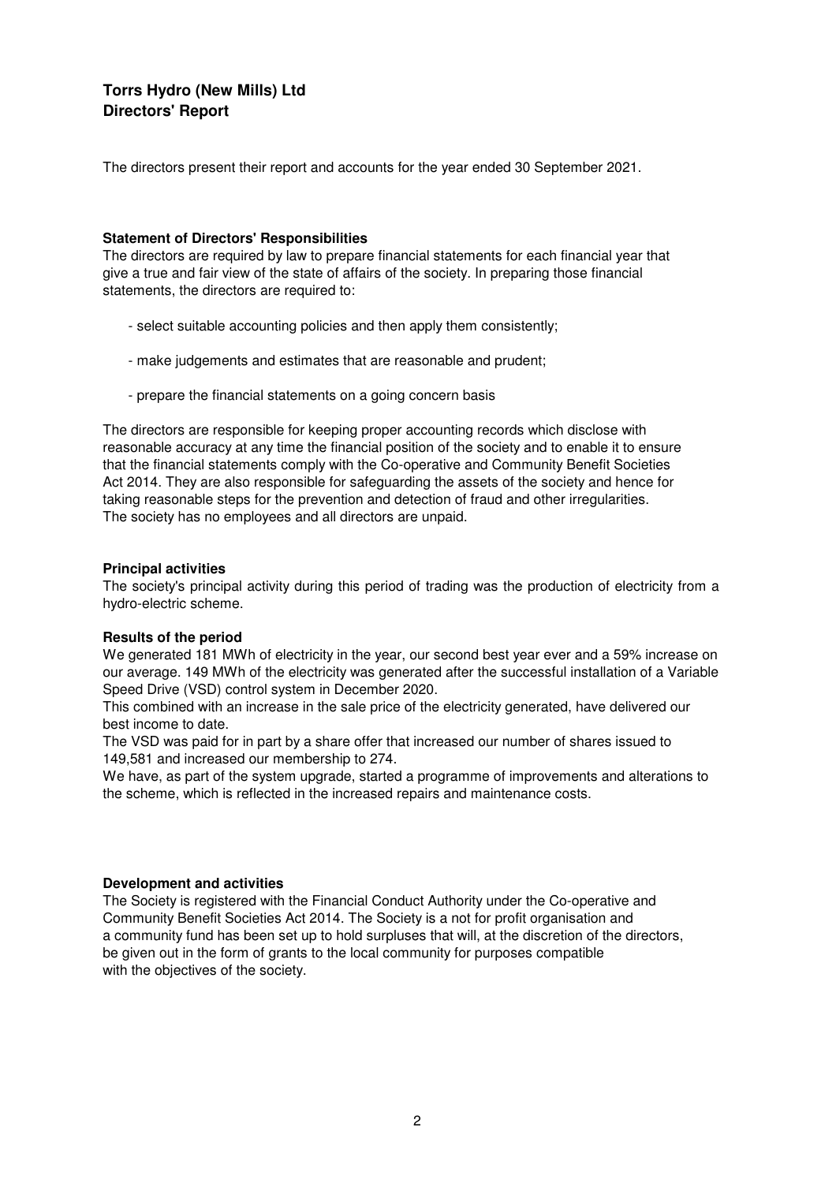# Torrs Hydro (New Mills) Ltd
## Directors' Report

The directors present their report and accounts for the year ended 30 September 2021.

### Statement of Directors' Responsibilities

The directors are required by law to prepare financial statements for each financial year that give a true and fair view of the state of affairs of the society. In preparing those financial statements, the directors are required to:

- select suitable accounting policies and then apply them consistently;
- make judgements and estimates that are reasonable and prudent;
- prepare the financial statements on a going concern basis

The directors are responsible for keeping proper accounting records which disclose with reasonable accuracy at any time the financial position of the society and to enable it to ensure that the financial statements comply with the Co-operative and Community Benefit Societies Act 2014. They are also responsible for safeguarding the assets of the society and hence for taking reasonable steps for the prevention and detection of fraud and other irregularities. The society has no employees and all directors are unpaid.

### Principal activities

The society's principal activity during this period of trading was the production of electricity from a hydro-electric scheme.

### Results of the period

We generated 181 MWh of electricity in the year, our second best year ever and a 59% increase on our average. 149 MWh of the electricity was generated after the successful installation of a Variable Speed Drive (VSD) control system in December 2020.
This combined with an increase in the sale price of the electricity generated, have delivered our best income to date.
The VSD was paid for in part by a share offer that increased our number of shares issued to 149,581 and increased our membership to 274.
We have, as part of the system upgrade, started a programme of improvements and alterations to the scheme, which is reflected in the increased repairs and maintenance costs.

### Development and activities

The Society is registered with the Financial Conduct Authority under the Co-operative and Community Benefit Societies Act 2014. The Society is a not for profit organisation and a community fund has been set up to hold surpluses that will, at the discretion of the directors, be given out in the form of grants to the local community for purposes compatible with the objectives of the society.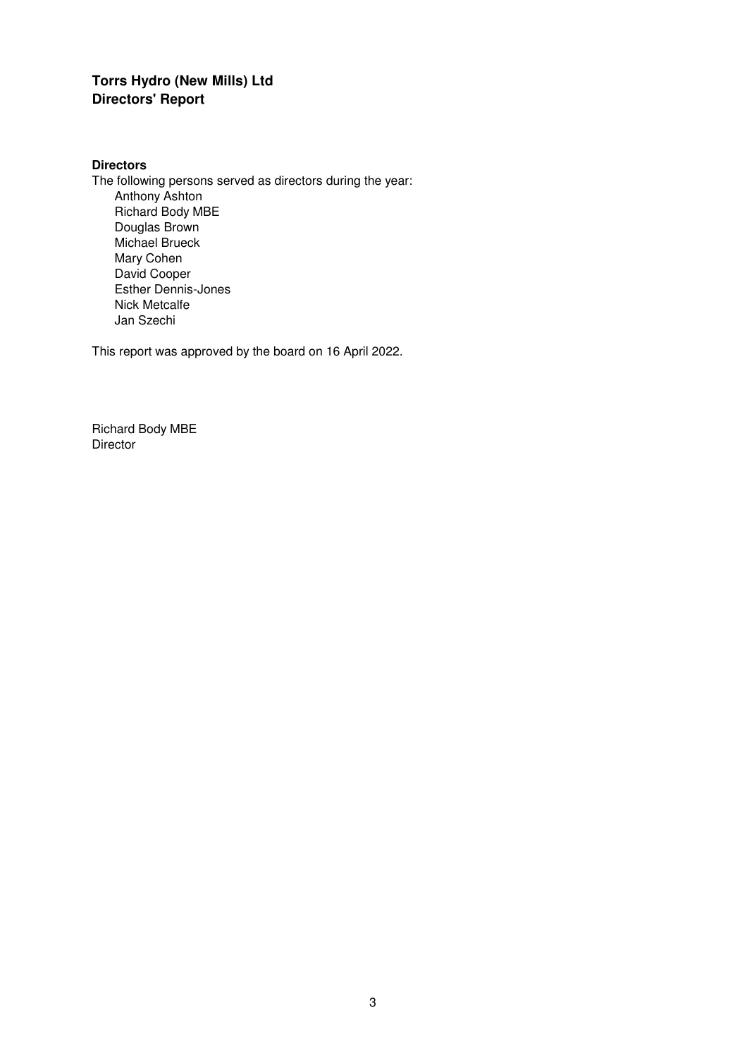# Torrs Hydro (New Mills) Ltd
## Directors' Report

**Directors**

The following persons served as directors during the year:

- Anthony Ashton
- Richard Body MBE
- Douglas Brown
- Michael Brueck
- Mary Cohen
- David Cooper
- Esther Dennis-Jones
- Nick Metcalfe
- Jan Szechi

This report was approved by the board on 16 April 2022.

Richard Body MBE
Director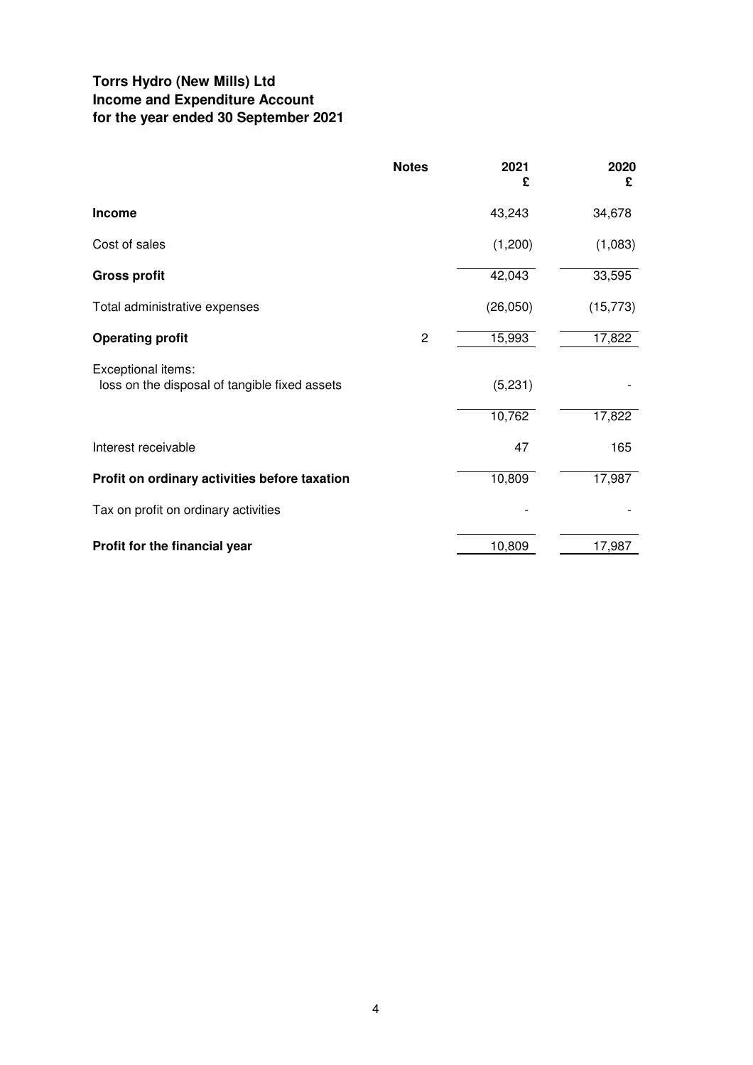# Torrs Hydro (New Mills) Ltd
# Income and Expenditure Account
# for the year ended 30 September 2021

| | Notes | 2021<br>£ | 2020<br>£ |
|---|---|---|---|
| **Income** | | 43,243 | 34,678 |
| Cost of sales | | (1,200) | (1,083) |
| **Gross profit** | | 42,043 | 33,595 |
| Total administrative expenses | | (26,050) | (15,773) |
| **Operating profit** | 2 | 15,993 | 17,822 |
| Exceptional items:<br>loss on the disposal of tangible fixed assets | | (5,231) | - |
| | | 10,762 | 17,822 |
| Interest receivable | | 47 | 165 |
| **Profit on ordinary activities before taxation** | | 10,809 | 17,987 |
| Tax on profit on ordinary activities | | - | - |
| **Profit for the financial year** | | 10,809 | 17,987 |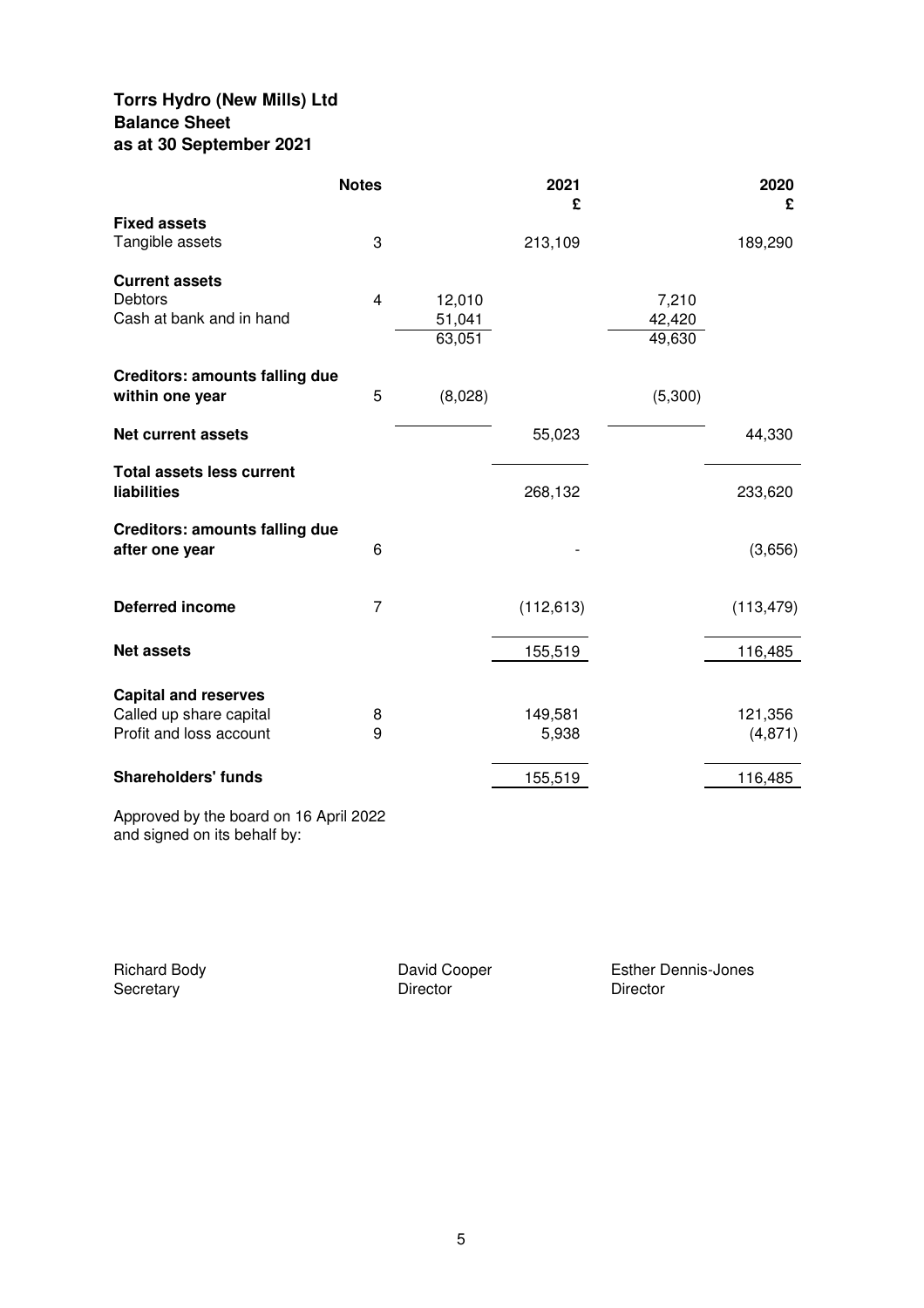**Torrs Hydro (New Mills) Ltd**
**Balance Sheet**
**as at 30 September 2021**

| | Notes | | 2021 £ | | 2020 £ |
|---|---|---|---|---|---|
| **Fixed assets** | | | | | |
| Tangible assets | 3 | | 213,109 | | 189,290 |
| | | | | | |
| **Current assets** | | | | | |
| Debtors | 4 | 12,010 | | 7,210 | |
| Cash at bank and in hand | | 51,041 | | 42,420 | |
| | | 63,051 | | 49,630 | |
| | | | | | |
| **Creditors: amounts falling due within one year** | 5 | (8,028) | | (5,300) | |
| | | | | | |
| **Net current assets** | | | 55,023 | | 44,330 |
| | | | | | |
| **Total assets less current liabilities** | | | 268,132 | | 233,620 |
| | | | | | |
| **Creditors: amounts falling due after one year** | 6 | | - | | (3,656) |
| | | | | | |
| **Deferred income** | 7 | | (112,613) | | (113,479) |
| | | | | | |
| **Net assets** | | | 155,519 | | 116,485 |
| | | | | | |
| **Capital and reserves** | | | | | |
| Called up share capital | 8 | | 149,581 | | 121,356 |
| Profit and loss account | 9 | | 5,938 | | (4,871) |
| | | | | | |
| **Shareholders' funds** | | | 155,519 | | 116,485 |

Approved by the board on 16 April 2022
and signed on its behalf by:

Richard Body
Secretary

David Cooper
Director

Esther Dennis-Jones
Director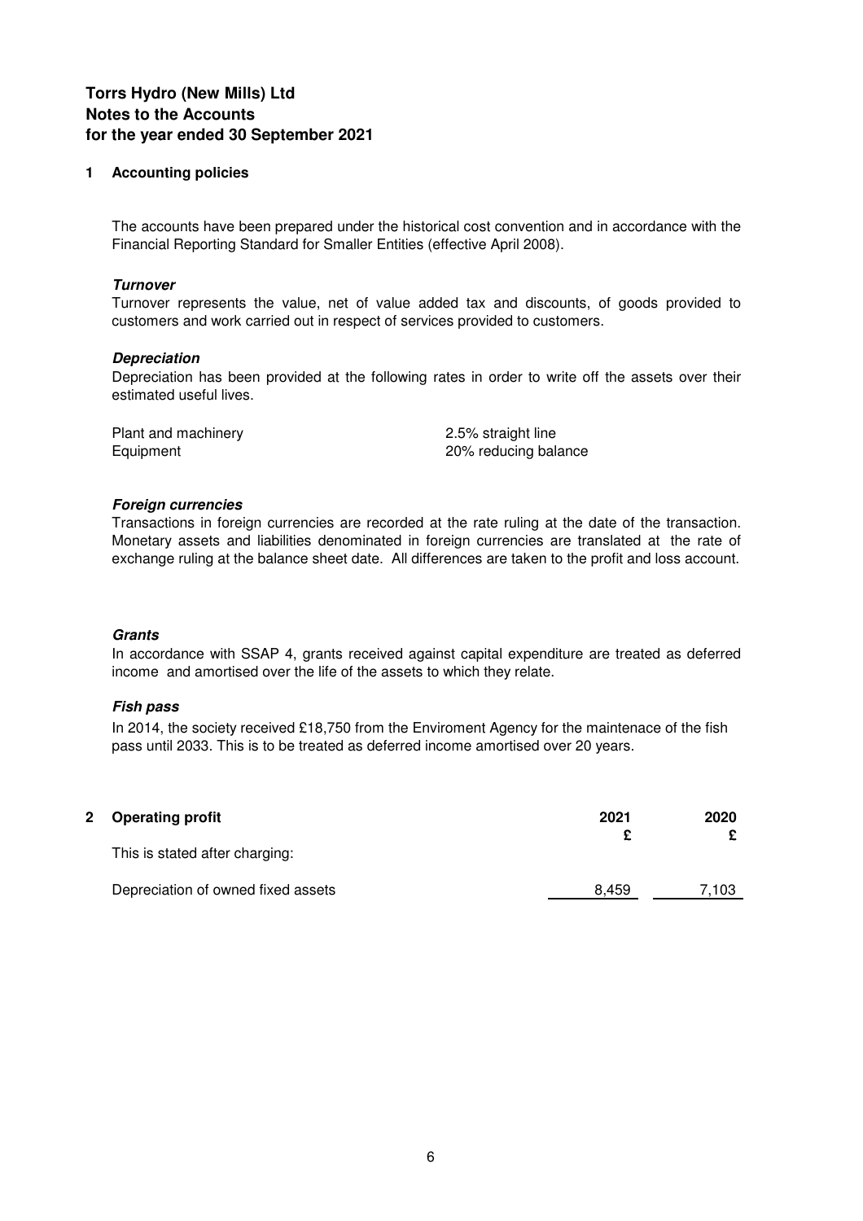**Torrs Hydro (New Mills) Ltd**
**Notes to the Accounts**
**for the year ended 30 September 2021**

## 1 Accounting policies

The accounts have been prepared under the historical cost convention and in accordance with the Financial Reporting Standard for Smaller Entities (effective April 2008).

***Turnover***
Turnover represents the value, net of value added tax and discounts, of goods provided to customers and work carried out in respect of services provided to customers.

***Depreciation***
Depreciation has been provided at the following rates in order to write off the assets over their estimated useful lives.

| | |
|---|---|
| Plant and machinery | 2.5% straight line |
| Equipment | 20% reducing balance |

***Foreign currencies***
Transactions in foreign currencies are recorded at the rate ruling at the date of the transaction. Monetary assets and liabilities denominated in foreign currencies are translated at the rate of exchange ruling at the balance sheet date. All differences are taken to the profit and loss account.

***Grants***
In accordance with SSAP 4, grants received against capital expenditure are treated as deferred income and amortised over the life of the assets to which they relate.

***Fish pass***
In 2014, the society received £18,750 from the Enviroment Agency for the maintenace of the fish pass until 2033. This is to be treated as deferred income amortised over 20 years.

## 2 Operating profit

| | 2021 | 2020 |
|---|---|---|
| | £ | £ |
| This is stated after charging: | | |
| Depreciation of owned fixed assets | 8,459 | 7,103 |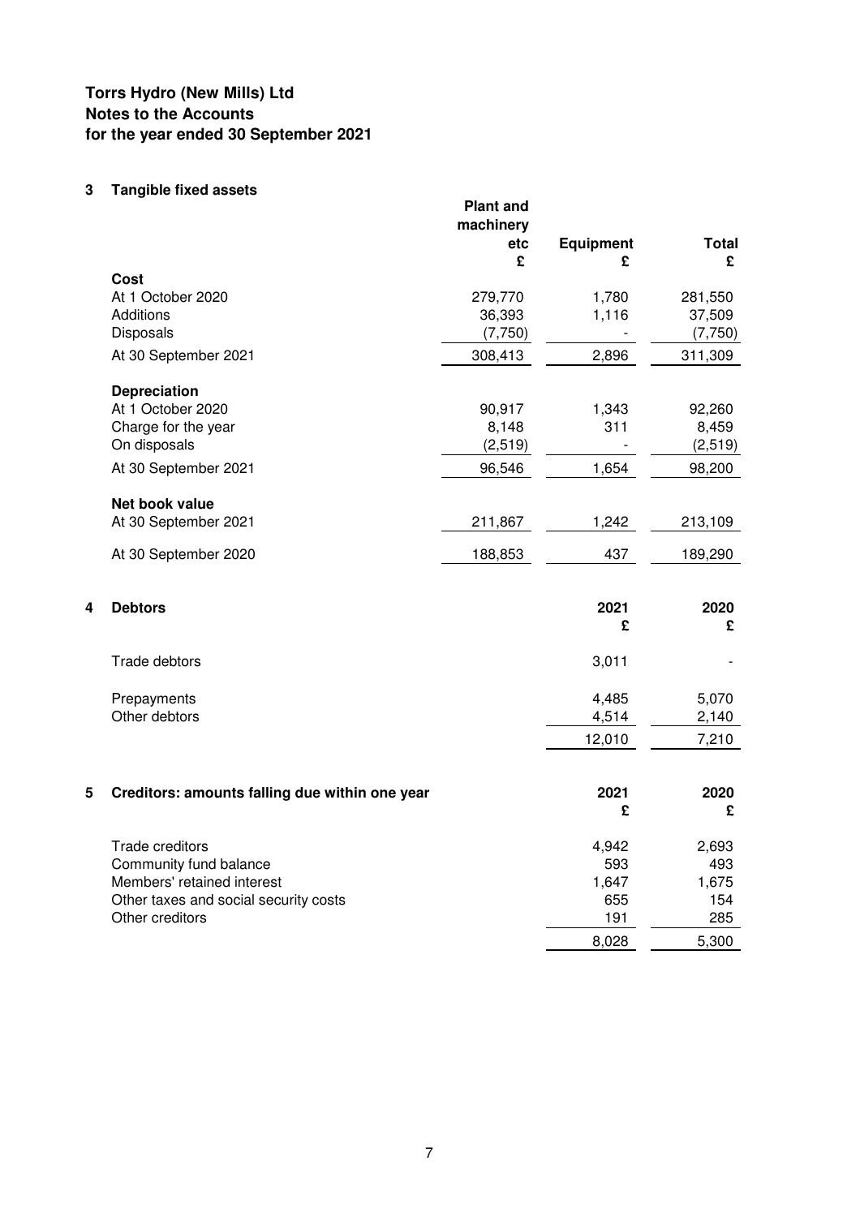# Torrs Hydro (New Mills) Ltd
## Notes to the Accounts
## for the year ended 30 September 2021

### 3 Tangible fixed assets

| | Plant and machinery etc £ | Equipment £ | Total £ |
|---|---|---|---|
| **Cost** | | | |
| At 1 October 2020 | 279,770 | 1,780 | 281,550 |
| Additions | 36,393 | 1,116 | 37,509 |
| Disposals | (7,750) | - | (7,750) |
| At 30 September 2021 | 308,413 | 2,896 | 311,309 |
| **Depreciation** | | | |
| At 1 October 2020 | 90,917 | 1,343 | 92,260 |
| Charge for the year | 8,148 | 311 | 8,459 |
| On disposals | (2,519) | - | (2,519) |
| At 30 September 2021 | 96,546 | 1,654 | 98,200 |
| **Net book value** | | | |
| At 30 September 2021 | 211,867 | 1,242 | 213,109 |
| At 30 September 2020 | 188,853 | 437 | 189,290 |

### 4 Debtors

| | 2021 £ | 2020 £ |
|---|---|---|
| Trade debtors | 3,011 | - |
| Prepayments | 4,485 | 5,070 |
| Other debtors | 4,514 | 2,140 |
| | 12,010 | 7,210 |

### 5 Creditors: amounts falling due within one year

| | 2021 £ | 2020 £ |
|---|---|---|
| Trade creditors | 4,942 | 2,693 |
| Community fund balance | 593 | 493 |
| Members' retained interest | 1,647 | 1,675 |
| Other taxes and social security costs | 655 | 154 |
| Other creditors | 191 | 285 |
| | 8,028 | 5,300 |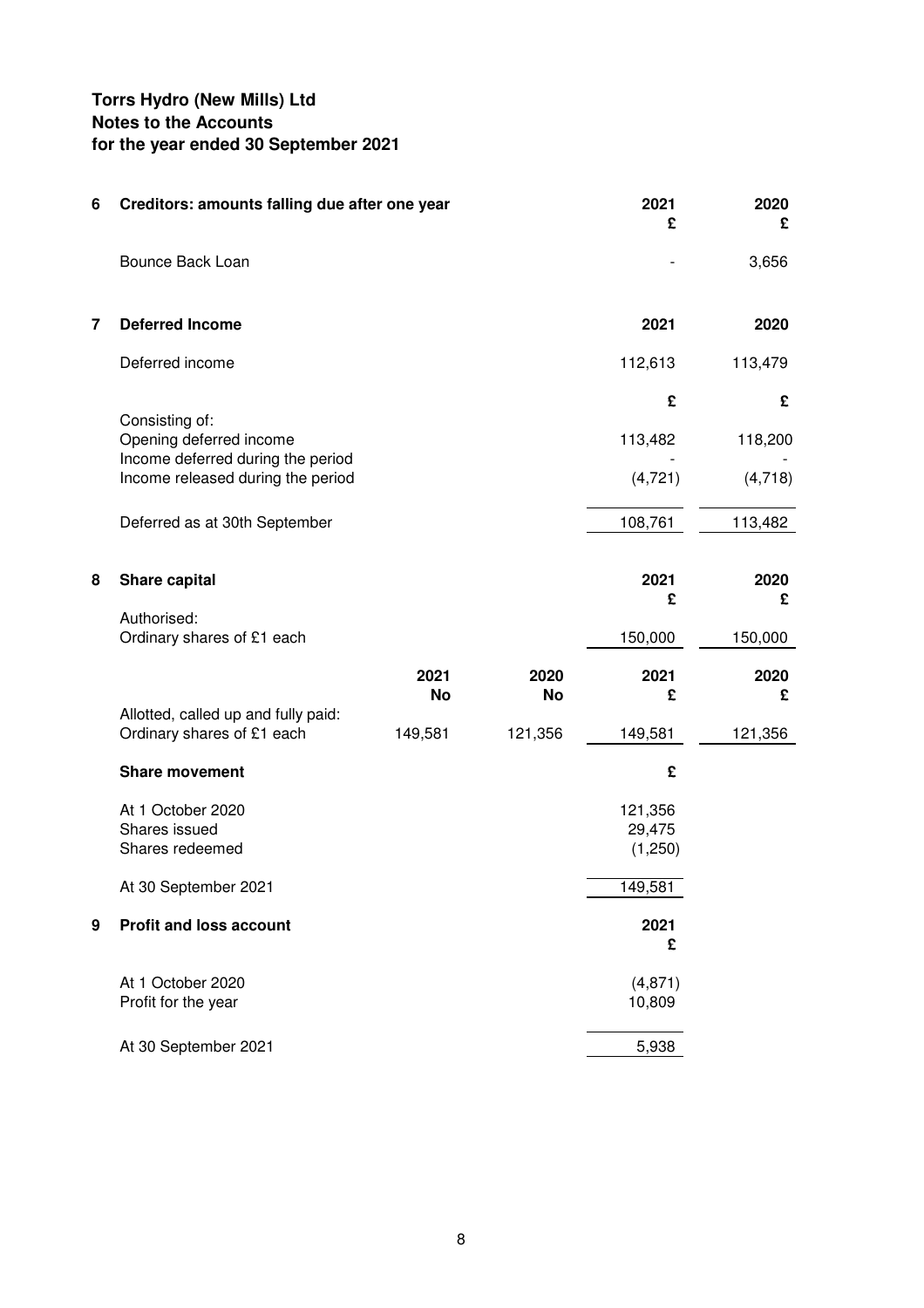# Torrs Hydro (New Mills) Ltd
## Notes to the Accounts
## for the year ended 30 September 2021

### 6 Creditors: amounts falling due after one year

| | 2021 £ | 2020 £ |
|---|---|---|
| Bounce Back Loan | - | 3,656 |

### 7 Deferred Income

| | 2021 | 2020 |
|---|---|---|
| Deferred income | 112,613 | 113,479 |
| | £ | £ |
| Consisting of: | | |
| Opening deferred income | 113,482 | 118,200 |
| Income deferred during the period | - | - |
| Income released during the period | (4,721) | (4,718) |
| Deferred as at 30th September | 108,761 | 113,482 |

### 8 Share capital

| | | | 2021 £ | 2020 £ |
|---|---|---|---|---|
| Authorised: | | | | |
| Ordinary shares of £1 each | | | 150,000 | 150,000 |
| | 2021 No | 2020 No | 2021 £ | 2020 £ |
| Allotted, called up and fully paid: | | | | |
| Ordinary shares of £1 each | 149,581 | 121,356 | 149,581 | 121,356 |

**Share movement**

| | £ |
|---|---|
| At 1 October 2020 | 121,356 |
| Shares issued | 29,475 |
| Shares redeemed | (1,250) |
| At 30 September 2021 | 149,581 |

### 9 Profit and loss account

| | 2021 £ |
|---|---|
| At 1 October 2020 | (4,871) |
| Profit for the year | 10,809 |
| At 30 September 2021 | 5,938 |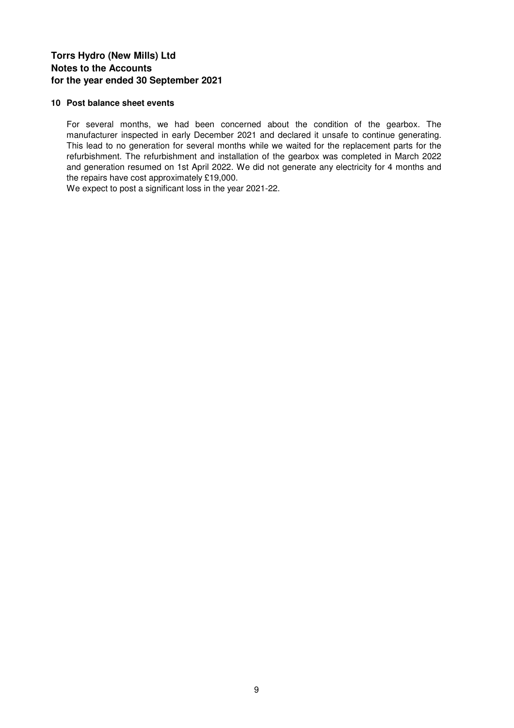# Torrs Hydro (New Mills) Ltd
# Notes to the Accounts
# for the year ended 30 September 2021

### 10 Post balance sheet events

For several months, we had been concerned about the condition of the gearbox. The manufacturer inspected in early December 2021 and declared it unsafe to continue generating. This lead to no generation for several months while we waited for the replacement parts for the refurbishment. The refurbishment and installation of the gearbox was completed in March 2022 and generation resumed on 1st April 2022. We did not generate any electricity for 4 months and the repairs have cost approximately £19,000.

We expect to post a significant loss in the year 2021-22.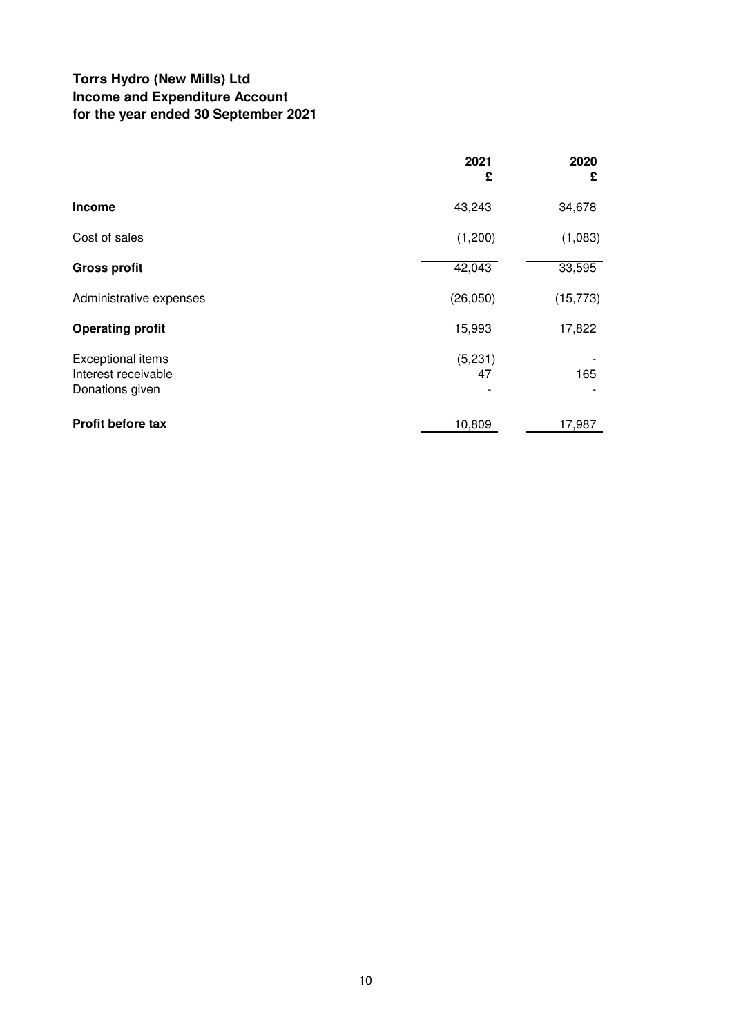**Torrs Hydro (New Mills) Ltd**
**Income and Expenditure Account**
**for the year ended 30 September 2021**

| | 2021<br>£ | 2020<br>£ |
|---|---|---|
| **Income** | 43,243 | 34,678 |
| Cost of sales | (1,200) | (1,083) |
| **Gross profit** | 42,043 | 33,595 |
| Administrative expenses | (26,050) | (15,773) |
| **Operating profit** | 15,993 | 17,822 |
| Exceptional items | (5,231) | - |
| Interest receivable | 47 | 165 |
| Donations given | - | - |
| **Profit before tax** | 10,809 | 17,987 |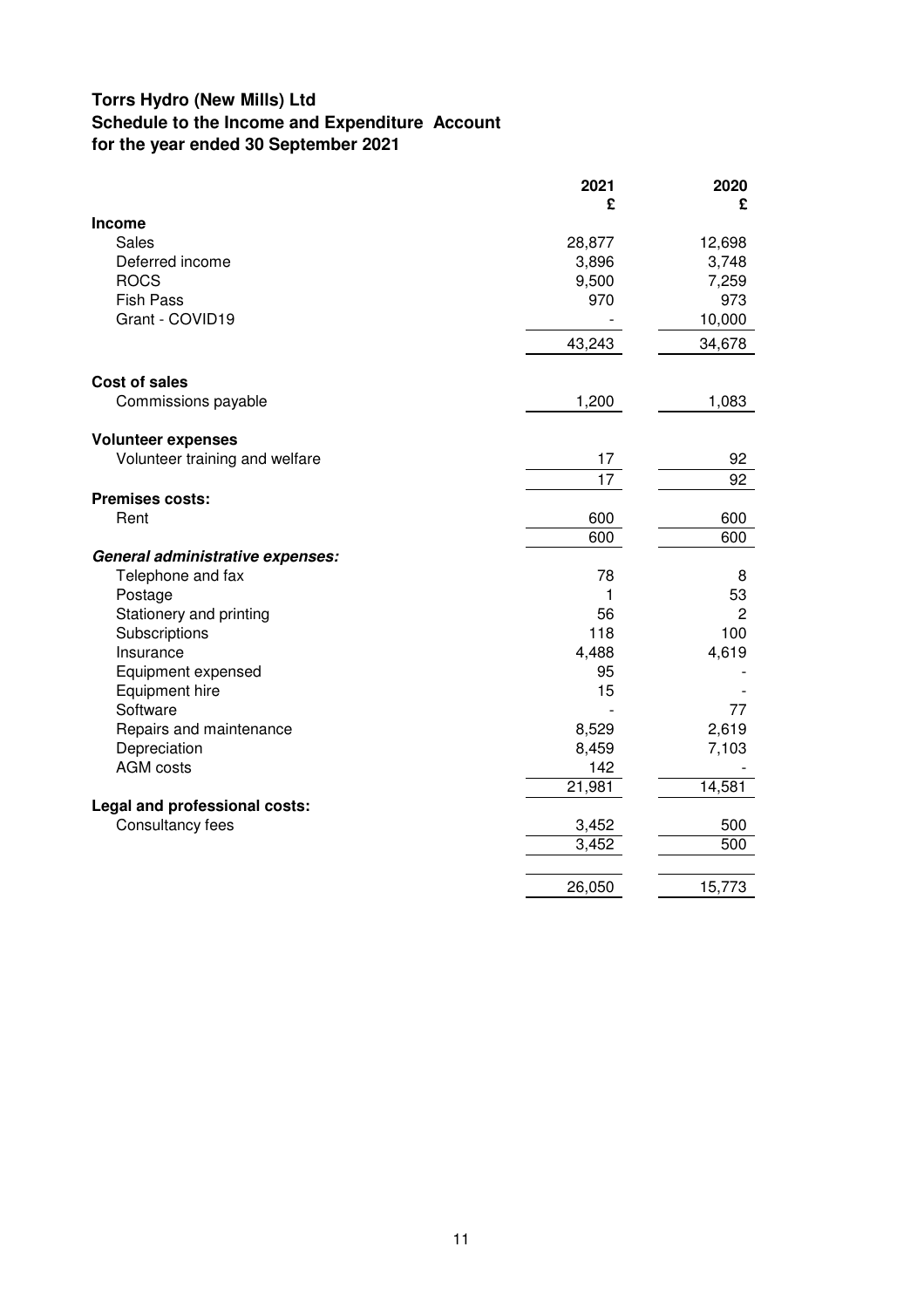**Torrs Hydro (New Mills) Ltd**
**Schedule to the Income and Expenditure Account**
**for the year ended 30 September 2021**

| | 2021 | 2020 |
|---|---|---|
| | £ | £ |
| **Income** | | |
| Sales | 28,877 | 12,698 |
| Deferred income | 3,896 | 3,748 |
| ROCS | 9,500 | 7,259 |
| Fish Pass | 970 | 973 |
| Grant - COVID19 | - | 10,000 |
| | 43,243 | 34,678 |
| **Cost of sales** | | |
| Commissions payable | 1,200 | 1,083 |
| **Volunteer expenses** | | |
| Volunteer training and welfare | 17 | 92 |
| | 17 | 92 |
| **Premises costs:** | | |
| Rent | 600 | 600 |
| | 600 | 600 |
| ***General administrative expenses:*** | | |
| Telephone and fax | 78 | 8 |
| Postage | 1 | 53 |
| Stationery and printing | 56 | 2 |
| Subscriptions | 118 | 100 |
| Insurance | 4,488 | 4,619 |
| Equipment expensed | 95 | - |
| Equipment hire | 15 | - |
| Software | - | 77 |
| Repairs and maintenance | 8,529 | 2,619 |
| Depreciation | 8,459 | 7,103 |
| AGM costs | 142 | - |
| | 21,981 | 14,581 |
| **Legal and professional costs:** | | |
| Consultancy fees | 3,452 | 500 |
| | 3,452 | 500 |
| | 26,050 | 15,773 |